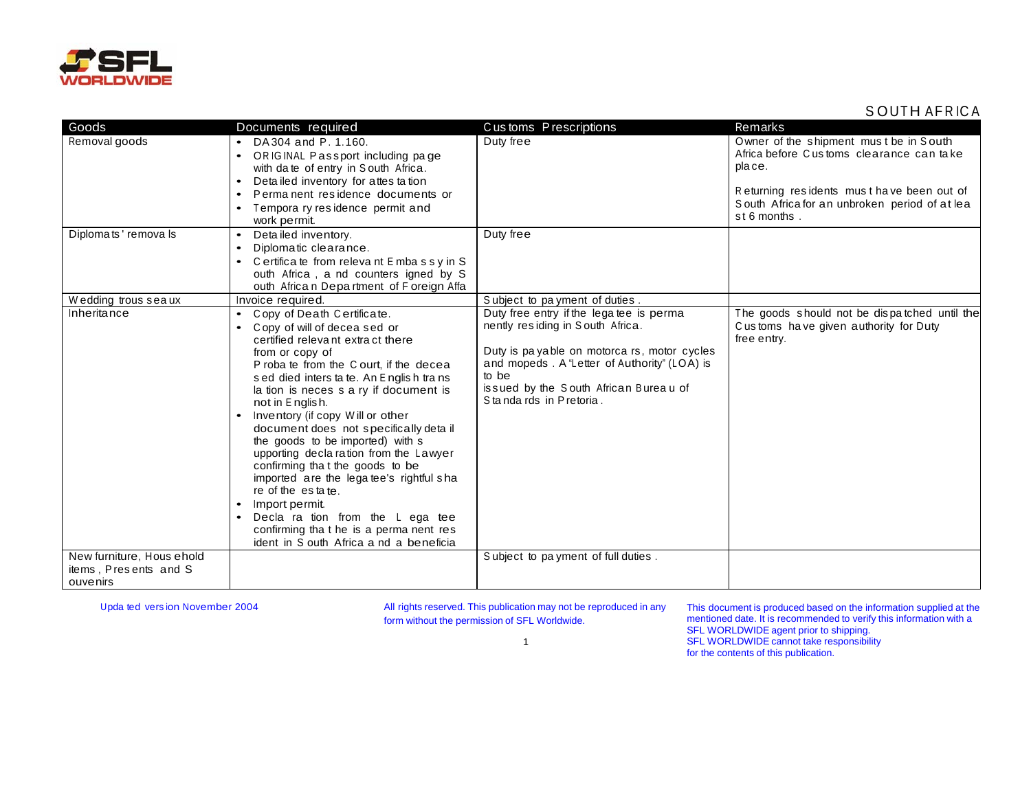# SOUTH AFRICA

| Goods | Documents required | Customs Prescriptions | Remarks |
| --- | --- | --- | --- |
| Removal goods | • DA304 and P. 1.160.<br>• ORIGINAL Passport including page with date of entry in South Africa.<br>• Detailed inventory for attestation<br>• Permanent residence documents or<br>• Temporary residence permit and work permit. | Duty free | Owner of the shipment must be in South Africa before Customs clearance can take place.<br><br>Returning residents must have been out of South Africa for an unbroken period of at least 6 months . |
| Diplomats' removals | • Detailed inventory.<br>• Diplomatic clearance.<br>• Certificate from relevant Embassy in South Africa , and countersigned by South African Department of Foreign Affa | Duty free | |
| Wedding trousseaux | Invoice required. | Subject to payment of duties . | |
| Inheritance | • Copy of Death Certificate.<br>• Copy of will of deceased or certified relevant extract there from or copy of Probate from the Court, if the deceased died intestate. An English translation is necessary if document is not in English.<br>• Inventory (if copy Will or other document does not specifically detail the goods to be imported) with supporting declaration from the Lawyer confirming that the goods to be imported are the legatee's rightful share of the estate.<br>• Import permit.<br>• Declaration from the Legatee confirming that he is a permanent resident in South Africa and a beneficia | Duty free entry if the legatee is permanently residing in South Africa.<br><br>Duty is payable on motorcars, motor cycles and mopeds . A "Letter of Authority" (LOA) is to be issued by the South African Bureau of Standards in Pretoria . | The goods should not be dispatched until the Customs have given authority for Duty free entry. |
| New furniture, Household items , Presents and Souvenirs | | Subject to payment of full duties . | |

Updated version November 2004

All rights reserved. This publication may not be reproduced in any form without the permission of SFL Worldwide.

This document is produced based on the information supplied at the mentioned date. It is recommended to verify this information with a SFL WORLDWIDE agent prior to shipping.
SFL WORLDWIDE cannot take responsibility for the contents of this publication.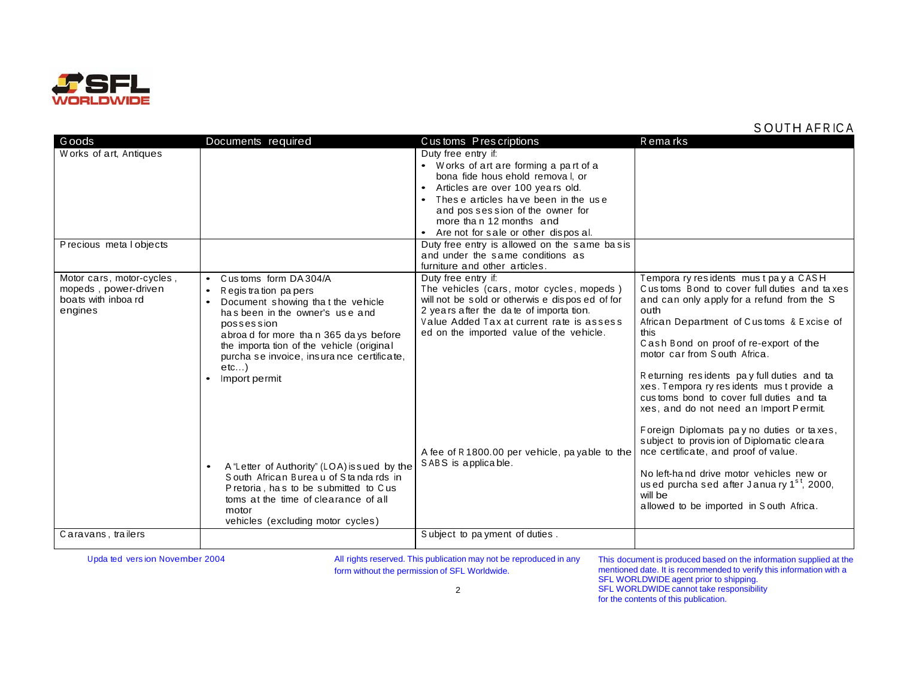SOUTH AFRICA

| Goods | Documents required | Customs Prescriptions | Remarks |
|---|---|---|---|
| Works of art, Antiques | | Duty free entry if:<br>• Works of art are forming a part of a bona fide household removal, or<br>• Articles are over 100 years old.<br>• These articles have been in the use and possession of the owner for more than 12 months and<br>• Are not for sale or other disposal. | |
| Precious metal objects | | Duty free entry is allowed on the same basis and under the same conditions as furniture and other articles. | |
| Motor cars, motor-cycles, mopeds, power-driven boats with inboard engines | • Customs form DA304/A<br>• Registration papers<br>• Document showing that the vehicle has been in the owner's use and possession abroad for more than 365 days before the importation of the vehicle (original purchase invoice, insurance certificate, etc...)<br>• Import permit<br>• A "Letter of Authority" (LOA) issued by the South African Bureau of Standards in Pretoria, has to be submitted to Customs at the time of clearance of all motor vehicles (excluding motor cycles) | Duty free entry if:<br>The vehicles (cars, motor cycles, mopeds) will not be sold or otherwise disposed of for 2 years after the date of importation.<br>Value Added Tax at current rate is assessed on the imported value of the vehicle.<br>A fee of R1800.00 per vehicle, payable to the SABS is applicable. | Temporary residents must pay a CASH Customs Bond to cover full duties and taxes and can only apply for a refund from the South African Department of Customs & Excise of this Cash Bond on proof of re-export of the motor car from South Africa.<br>Returning residents pay full duties and taxes. Temporary residents must provide a customs bond to cover full duties and taxes, and do not need an Import Permit.<br>Foreign Diplomats pay no duties or taxes, subject to provision of Diplomatic clearance certificate, and proof of value.<br>No left-hand drive motor vehicles new or used purchased after January 1st, 2000, will be allowed to be imported in South Africa. |
| Caravans, trailers | | Subject to payment of duties. | |

Updated version November 2004

All rights reserved. This publication may not be reproduced in any form without the permission of SFL Worldwide.

This document is produced based on the information supplied at the mentioned date. It is recommended to verify this information with a SFL WORLDWIDE agent prior to shipping. SFL WORLDWIDE cannot take responsibility for the contents of this publication.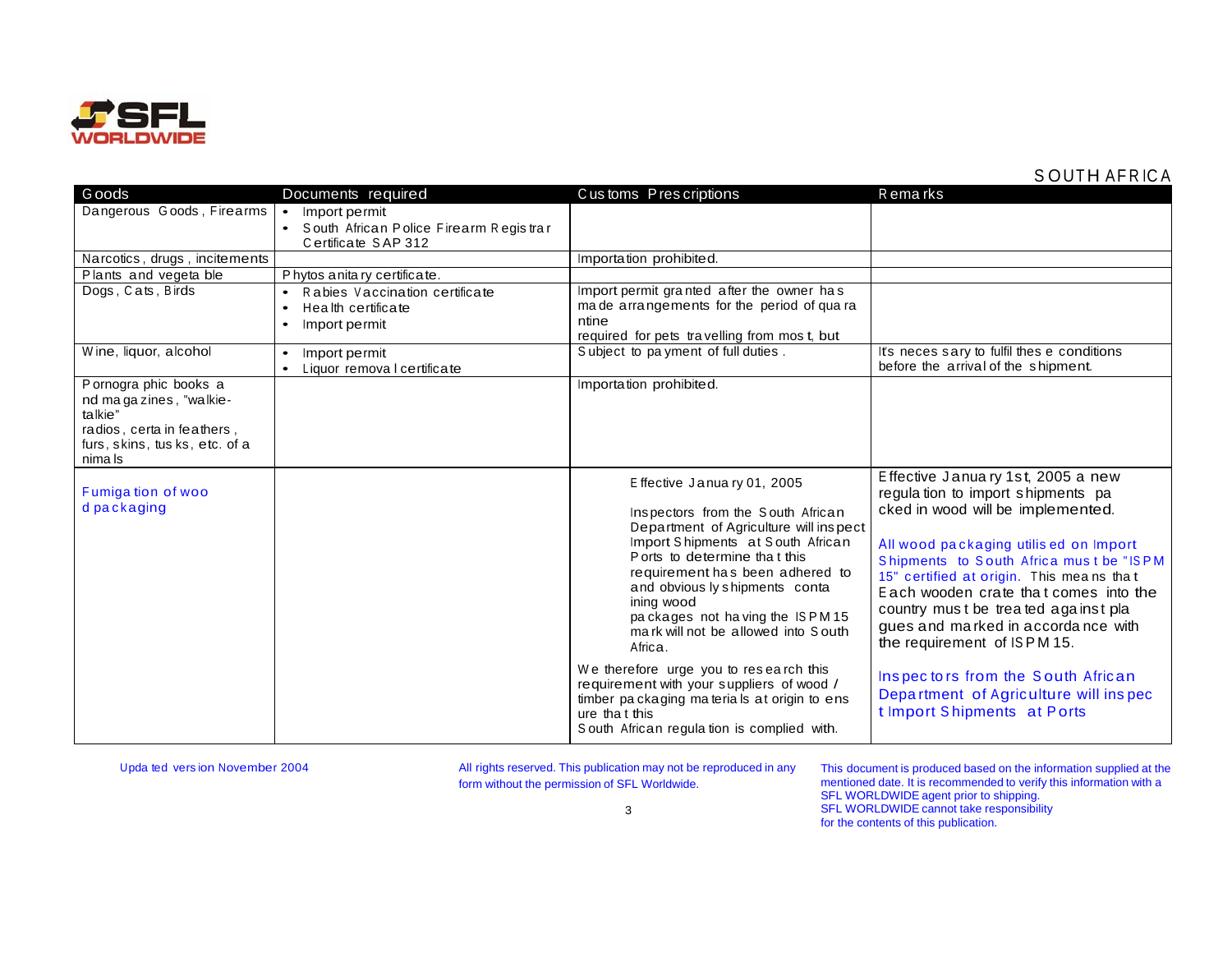SOUTH AFRICA

| Goods | Documents required | Customs Prescriptions | Remarks |
| --- | --- | --- | --- |
| Dangerous Goods, Firearms | • Import permit<br>• South African Police Firearm Registrar Certificate SAP 312 | | |
| Narcotics, drugs, incitements | | Importation prohibited. | |
| Plants and vegetable | Phytosanitary certificate. | | |
| Dogs, Cats, Birds | • Rabies Vaccination certificate<br>• Health certificate<br>• Import permit | Import permit granted after the owner has made arrangements for the period of quarantine<br>required for pets travelling from most, but | |
| Wine, liquor, alcohol | • Import permit<br>• Liquor removal certificate | Subject to payment of full duties. | It's necessary to fulfil these conditions before the arrival of the shipment. |
| Pornographic books and magazines, "walkie-talkie" radios, certain feathers, furs, skins, tusks, etc. of animals | | Importation prohibited. | |
| Fumigation of wood packaging | | Effective January 01, 2005<br><br>Inspectors from the South African Department of Agriculture will inspect Import Shipments at South African Ports to determine that this requirement has been adhered to and obviously shipments containing wood packages not having the ISPM 15 mark will not be allowed into South Africa.<br><br>We therefore urge you to research this requirement with your suppliers of wood / timber packaging materials at origin to ensure that this South African regulation is complied with. | Effective January 1st, 2005 a new regulation to import shipments packed in wood will be implemented.<br><br>All wood packaging utilised on Import Shipments to South Africa must be "ISPM 15" certified at origin. This means that Each wooden crate that comes into the country must be treated against plagues and marked in accordance with the requirement of ISPM 15.<br><br>Inspectors from the South African Department of Agriculture will inspect Import Shipments at Ports |

Updated version November 2004

All rights reserved. This publication may not be reproduced in any form without the permission of SFL Worldwide.

This document is produced based on the information supplied at the mentioned date. It is recommended to verify this information with a SFL WORLDWIDE agent prior to shipping. SFL WORLDWIDE cannot take responsibility for the contents of this publication.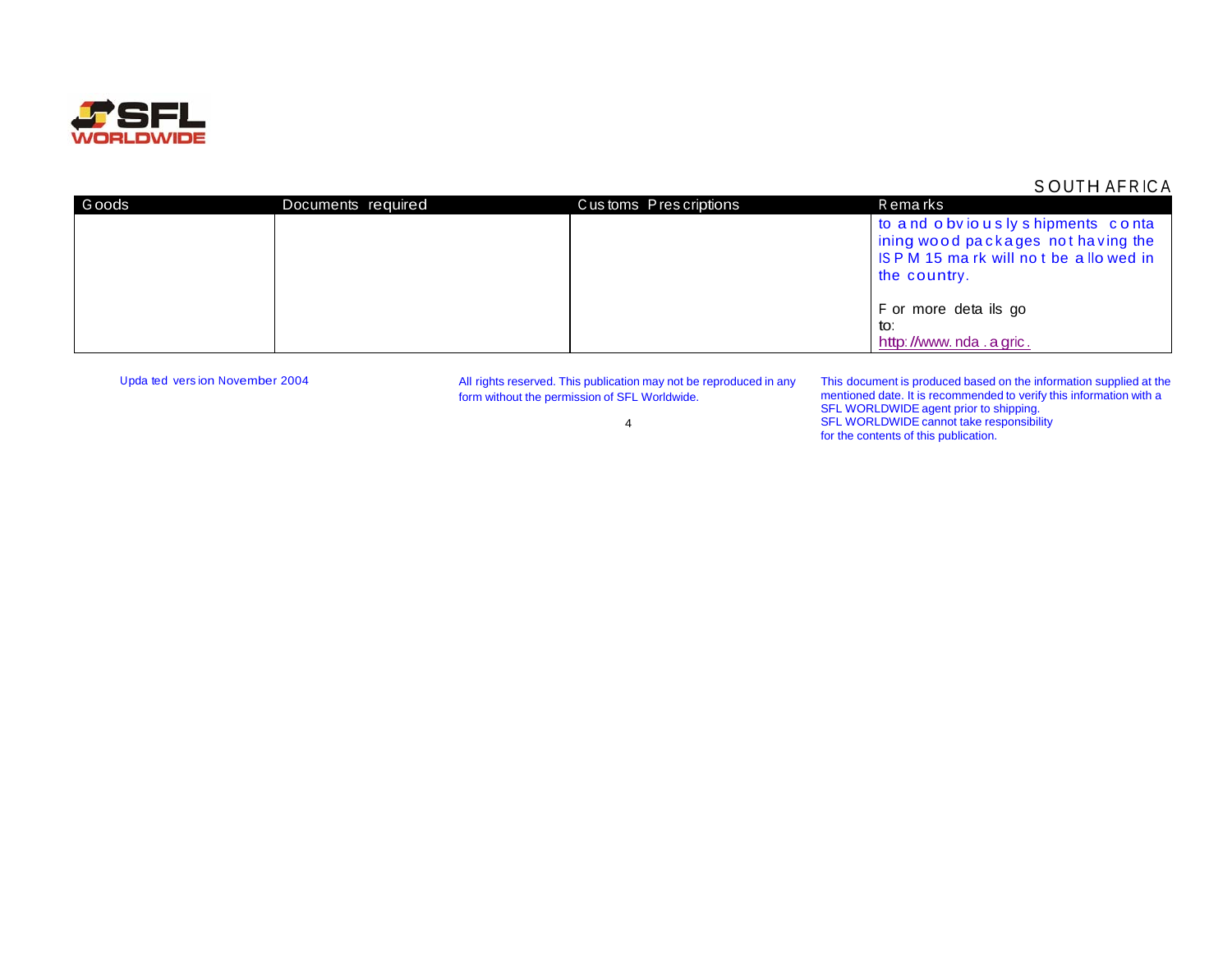SOUTH AFRICA

| Goods | Documents required | Customs Prescriptions | Remarks |
| --- | --- | --- | --- |
| | | | to and obviously shipments containing wood packages not having the ISPM 15 mark will not be allowed in the country.<br><br>For more details go to:<br>http://www.nda.agric. |

Updated version November 2004

All rights reserved. This publication may not be reproduced in any form without the permission of SFL Worldwide.

This document is produced based on the information supplied at the mentioned date. It is recommended to verify this information with a SFL WORLDWIDE agent prior to shipping.
SFL WORLDWIDE cannot take responsibility for the contents of this publication.